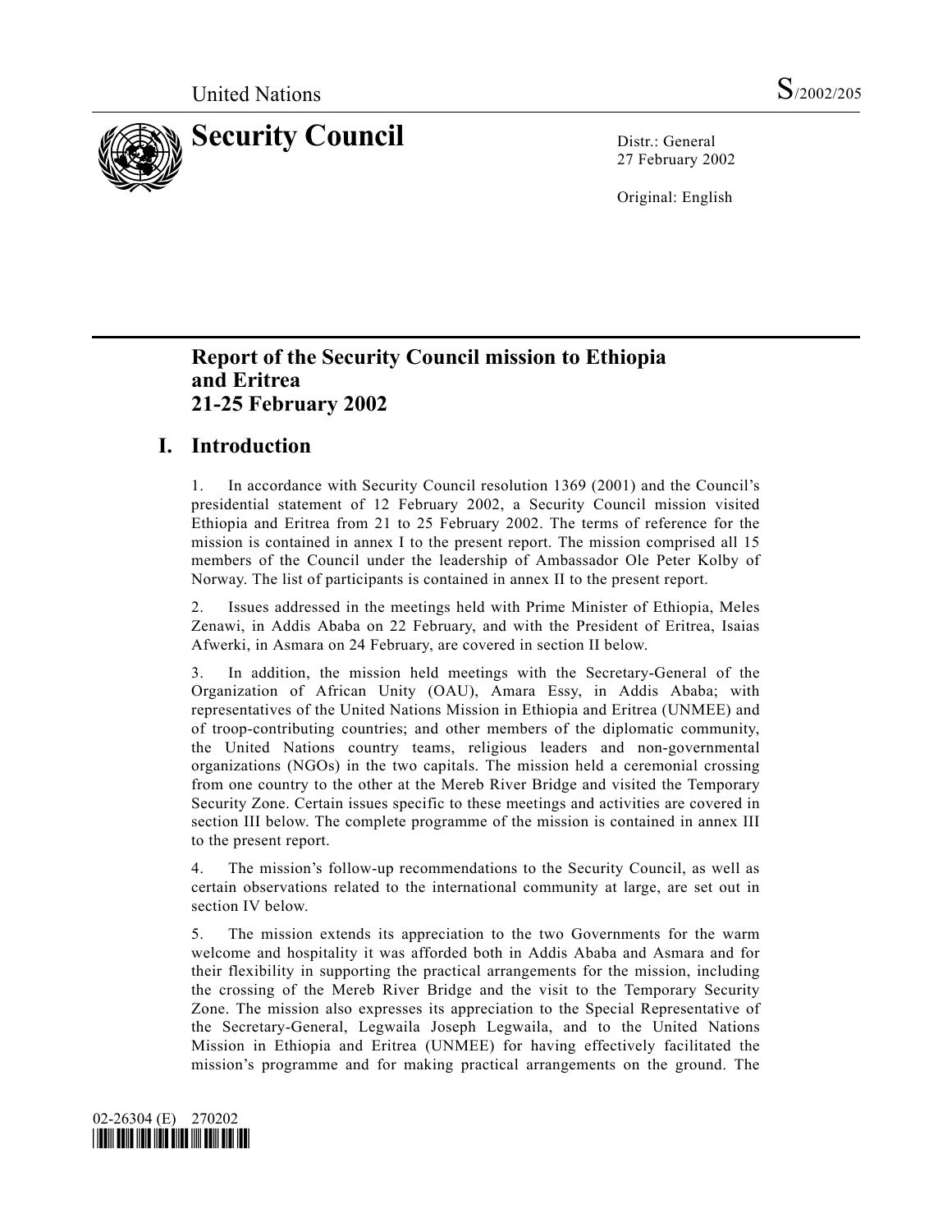United Nations S/2002/205

# Security Council

Distr.: General
27 February 2002

Original: English

## Report of the Security Council mission to Ethiopia and Eritrea 21-25 February 2002

## I. Introduction

1. In accordance with Security Council resolution 1369 (2001) and the Council's presidential statement of 12 February 2002, a Security Council mission visited Ethiopia and Eritrea from 21 to 25 February 2002. The terms of reference for the mission is contained in annex I to the present report. The mission comprised all 15 members of the Council under the leadership of Ambassador Ole Peter Kolby of Norway. The list of participants is contained in annex II to the present report.

2. Issues addressed in the meetings held with Prime Minister of Ethiopia, Meles Zenawi, in Addis Ababa on 22 February, and with the President of Eritrea, Isaias Afwerki, in Asmara on 24 February, are covered in section II below.

3. In addition, the mission held meetings with the Secretary-General of the Organization of African Unity (OAU), Amara Essy, in Addis Ababa; with representatives of the United Nations Mission in Ethiopia and Eritrea (UNMEE) and of troop-contributing countries; and other members of the diplomatic community, the United Nations country teams, religious leaders and non-governmental organizations (NGOs) in the two capitals. The mission held a ceremonial crossing from one country to the other at the Mereb River Bridge and visited the Temporary Security Zone. Certain issues specific to these meetings and activities are covered in section III below. The complete programme of the mission is contained in annex III to the present report.

4. The mission's follow-up recommendations to the Security Council, as well as certain observations related to the international community at large, are set out in section IV below.

5. The mission extends its appreciation to the two Governments for the warm welcome and hospitality it was afforded both in Addis Ababa and Asmara and for their flexibility in supporting the practical arrangements for the mission, including the crossing of the Mereb River Bridge and the visit to the Temporary Security Zone. The mission also expresses its appreciation to the Special Representative of the Secretary-General, Legwaila Joseph Legwaila, and to the United Nations Mission in Ethiopia and Eritrea (UNMEE) for having effectively facilitated the mission's programme and for making practical arrangements on the ground. The

02-26304 (E) 270202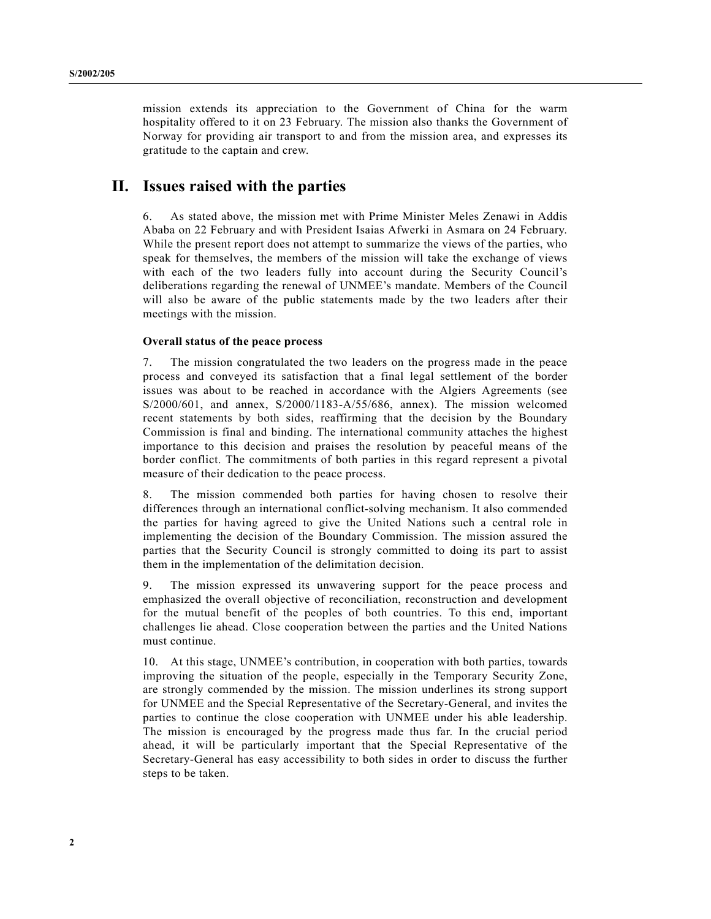mission extends its appreciation to the Government of China for the warm hospitality offered to it on 23 February. The mission also thanks the Government of Norway for providing air transport to and from the mission area, and expresses its gratitude to the captain and crew.

## II. Issues raised with the parties

6. As stated above, the mission met with Prime Minister Meles Zenawi in Addis Ababa on 22 February and with President Isaias Afwerki in Asmara on 24 February. While the present report does not attempt to summarize the views of the parties, who speak for themselves, the members of the mission will take the exchange of views with each of the two leaders fully into account during the Security Council's deliberations regarding the renewal of UNMEE's mandate. Members of the Council will also be aware of the public statements made by the two leaders after their meetings with the mission.

**Overall status of the peace process**

7. The mission congratulated the two leaders on the progress made in the peace process and conveyed its satisfaction that a final legal settlement of the border issues was about to be reached in accordance with the Algiers Agreements (see S/2000/601, and annex, S/2000/1183-A/55/686, annex). The mission welcomed recent statements by both sides, reaffirming that the decision by the Boundary Commission is final and binding. The international community attaches the highest importance to this decision and praises the resolution by peaceful means of the border conflict. The commitments of both parties in this regard represent a pivotal measure of their dedication to the peace process.

8. The mission commended both parties for having chosen to resolve their differences through an international conflict-solving mechanism. It also commended the parties for having agreed to give the United Nations such a central role in implementing the decision of the Boundary Commission. The mission assured the parties that the Security Council is strongly committed to doing its part to assist them in the implementation of the delimitation decision.

9. The mission expressed its unwavering support for the peace process and emphasized the overall objective of reconciliation, reconstruction and development for the mutual benefit of the peoples of both countries. To this end, important challenges lie ahead. Close cooperation between the parties and the United Nations must continue.

10. At this stage, UNMEE's contribution, in cooperation with both parties, towards improving the situation of the people, especially in the Temporary Security Zone, are strongly commended by the mission. The mission underlines its strong support for UNMEE and the Special Representative of the Secretary-General, and invites the parties to continue the close cooperation with UNMEE under his able leadership. The mission is encouraged by the progress made thus far. In the crucial period ahead, it will be particularly important that the Special Representative of the Secretary-General has easy accessibility to both sides in order to discuss the further steps to be taken.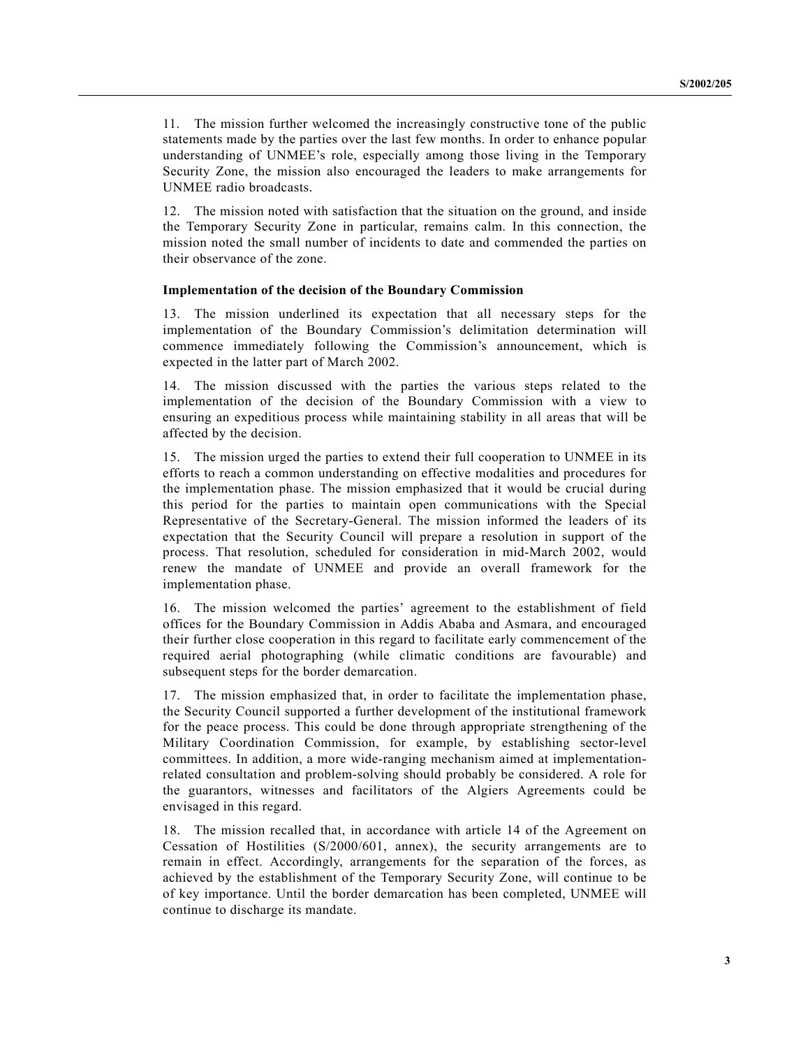11. The mission further welcomed the increasingly constructive tone of the public statements made by the parties over the last few months. In order to enhance popular understanding of UNMEE's role, especially among those living in the Temporary Security Zone, the mission also encouraged the leaders to make arrangements for UNMEE radio broadcasts.

12. The mission noted with satisfaction that the situation on the ground, and inside the Temporary Security Zone in particular, remains calm. In this connection, the mission noted the small number of incidents to date and commended the parties on their observance of the zone.

**Implementation of the decision of the Boundary Commission**

13. The mission underlined its expectation that all necessary steps for the implementation of the Boundary Commission's delimitation determination will commence immediately following the Commission's announcement, which is expected in the latter part of March 2002.

14. The mission discussed with the parties the various steps related to the implementation of the decision of the Boundary Commission with a view to ensuring an expeditious process while maintaining stability in all areas that will be affected by the decision.

15. The mission urged the parties to extend their full cooperation to UNMEE in its efforts to reach a common understanding on effective modalities and procedures for the implementation phase. The mission emphasized that it would be crucial during this period for the parties to maintain open communications with the Special Representative of the Secretary-General. The mission informed the leaders of its expectation that the Security Council will prepare a resolution in support of the process. That resolution, scheduled for consideration in mid-March 2002, would renew the mandate of UNMEE and provide an overall framework for the implementation phase.

16. The mission welcomed the parties' agreement to the establishment of field offices for the Boundary Commission in Addis Ababa and Asmara, and encouraged their further close cooperation in this regard to facilitate early commencement of the required aerial photographing (while climatic conditions are favourable) and subsequent steps for the border demarcation.

17. The mission emphasized that, in order to facilitate the implementation phase, the Security Council supported a further development of the institutional framework for the peace process. This could be done through appropriate strengthening of the Military Coordination Commission, for example, by establishing sector-level committees. In addition, a more wide-ranging mechanism aimed at implementation-related consultation and problem-solving should probably be considered. A role for the guarantors, witnesses and facilitators of the Algiers Agreements could be envisaged in this regard.

18. The mission recalled that, in accordance with article 14 of the Agreement on Cessation of Hostilities (S/2000/601, annex), the security arrangements are to remain in effect. Accordingly, arrangements for the separation of the forces, as achieved by the establishment of the Temporary Security Zone, will continue to be of key importance. Until the border demarcation has been completed, UNMEE will continue to discharge its mandate.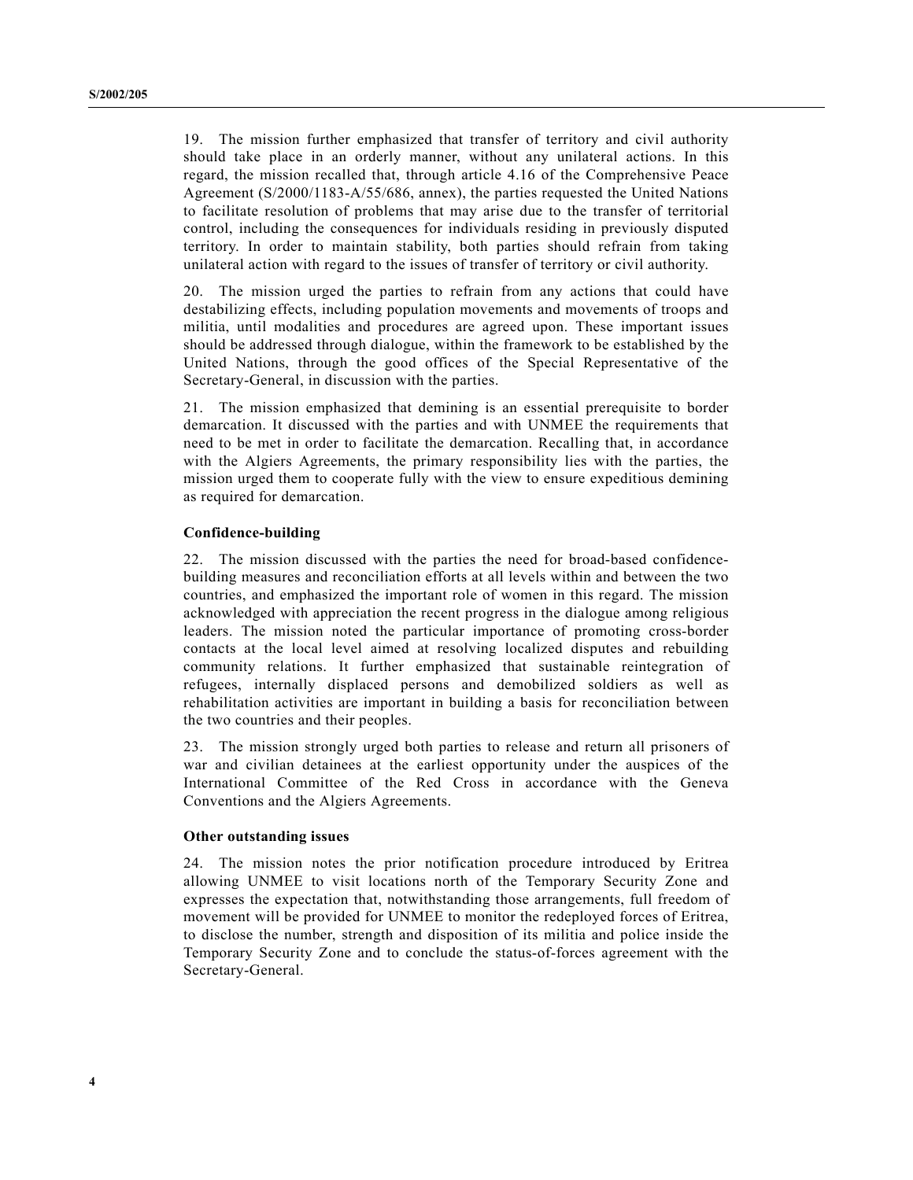19. The mission further emphasized that transfer of territory and civil authority should take place in an orderly manner, without any unilateral actions. In this regard, the mission recalled that, through article 4.16 of the Comprehensive Peace Agreement (S/2000/1183-A/55/686, annex), the parties requested the United Nations to facilitate resolution of problems that may arise due to the transfer of territorial control, including the consequences for individuals residing in previously disputed territory. In order to maintain stability, both parties should refrain from taking unilateral action with regard to the issues of transfer of territory or civil authority.

20. The mission urged the parties to refrain from any actions that could have destabilizing effects, including population movements and movements of troops and militia, until modalities and procedures are agreed upon. These important issues should be addressed through dialogue, within the framework to be established by the United Nations, through the good offices of the Special Representative of the Secretary-General, in discussion with the parties.

21. The mission emphasized that demining is an essential prerequisite to border demarcation. It discussed with the parties and with UNMEE the requirements that need to be met in order to facilitate the demarcation. Recalling that, in accordance with the Algiers Agreements, the primary responsibility lies with the parties, the mission urged them to cooperate fully with the view to ensure expeditious demining as required for demarcation.

**Confidence-building**

22. The mission discussed with the parties the need for broad-based confidence-building measures and reconciliation efforts at all levels within and between the two countries, and emphasized the important role of women in this regard. The mission acknowledged with appreciation the recent progress in the dialogue among religious leaders. The mission noted the particular importance of promoting cross-border contacts at the local level aimed at resolving localized disputes and rebuilding community relations. It further emphasized that sustainable reintegration of refugees, internally displaced persons and demobilized soldiers as well as rehabilitation activities are important in building a basis for reconciliation between the two countries and their peoples.

23. The mission strongly urged both parties to release and return all prisoners of war and civilian detainees at the earliest opportunity under the auspices of the International Committee of the Red Cross in accordance with the Geneva Conventions and the Algiers Agreements.

**Other outstanding issues**

24. The mission notes the prior notification procedure introduced by Eritrea allowing UNMEE to visit locations north of the Temporary Security Zone and expresses the expectation that, notwithstanding those arrangements, full freedom of movement will be provided for UNMEE to monitor the redeployed forces of Eritrea, to disclose the number, strength and disposition of its militia and police inside the Temporary Security Zone and to conclude the status-of-forces agreement with the Secretary-General.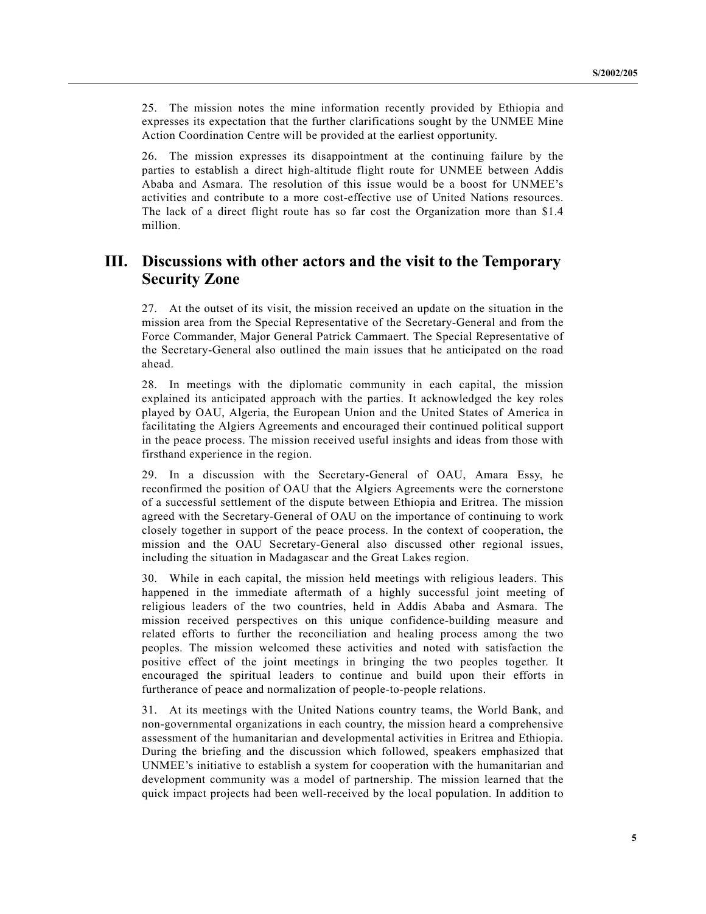25. The mission notes the mine information recently provided by Ethiopia and expresses its expectation that the further clarifications sought by the UNMEE Mine Action Coordination Centre will be provided at the earliest opportunity.

26. The mission expresses its disappointment at the continuing failure by the parties to establish a direct high-altitude flight route for UNMEE between Addis Ababa and Asmara. The resolution of this issue would be a boost for UNMEE's activities and contribute to a more cost-effective use of United Nations resources. The lack of a direct flight route has so far cost the Organization more than $1.4 million.

## III. Discussions with other actors and the visit to the Temporary Security Zone

27. At the outset of its visit, the mission received an update on the situation in the mission area from the Special Representative of the Secretary-General and from the Force Commander, Major General Patrick Cammaert. The Special Representative of the Secretary-General also outlined the main issues that he anticipated on the road ahead.

28. In meetings with the diplomatic community in each capital, the mission explained its anticipated approach with the parties. It acknowledged the key roles played by OAU, Algeria, the European Union and the United States of America in facilitating the Algiers Agreements and encouraged their continued political support in the peace process. The mission received useful insights and ideas from those with firsthand experience in the region.

29. In a discussion with the Secretary-General of OAU, Amara Essy, he reconfirmed the position of OAU that the Algiers Agreements were the cornerstone of a successful settlement of the dispute between Ethiopia and Eritrea. The mission agreed with the Secretary-General of OAU on the importance of continuing to work closely together in support of the peace process. In the context of cooperation, the mission and the OAU Secretary-General also discussed other regional issues, including the situation in Madagascar and the Great Lakes region.

30. While in each capital, the mission held meetings with religious leaders. This happened in the immediate aftermath of a highly successful joint meeting of religious leaders of the two countries, held in Addis Ababa and Asmara. The mission received perspectives on this unique confidence-building measure and related efforts to further the reconciliation and healing process among the two peoples. The mission welcomed these activities and noted with satisfaction the positive effect of the joint meetings in bringing the two peoples together. It encouraged the spiritual leaders to continue and build upon their efforts in furtherance of peace and normalization of people-to-people relations.

31. At its meetings with the United Nations country teams, the World Bank, and non-governmental organizations in each country, the mission heard a comprehensive assessment of the humanitarian and developmental activities in Eritrea and Ethiopia. During the briefing and the discussion which followed, speakers emphasized that UNMEE's initiative to establish a system for cooperation with the humanitarian and development community was a model of partnership. The mission learned that the quick impact projects had been well-received by the local population. In addition to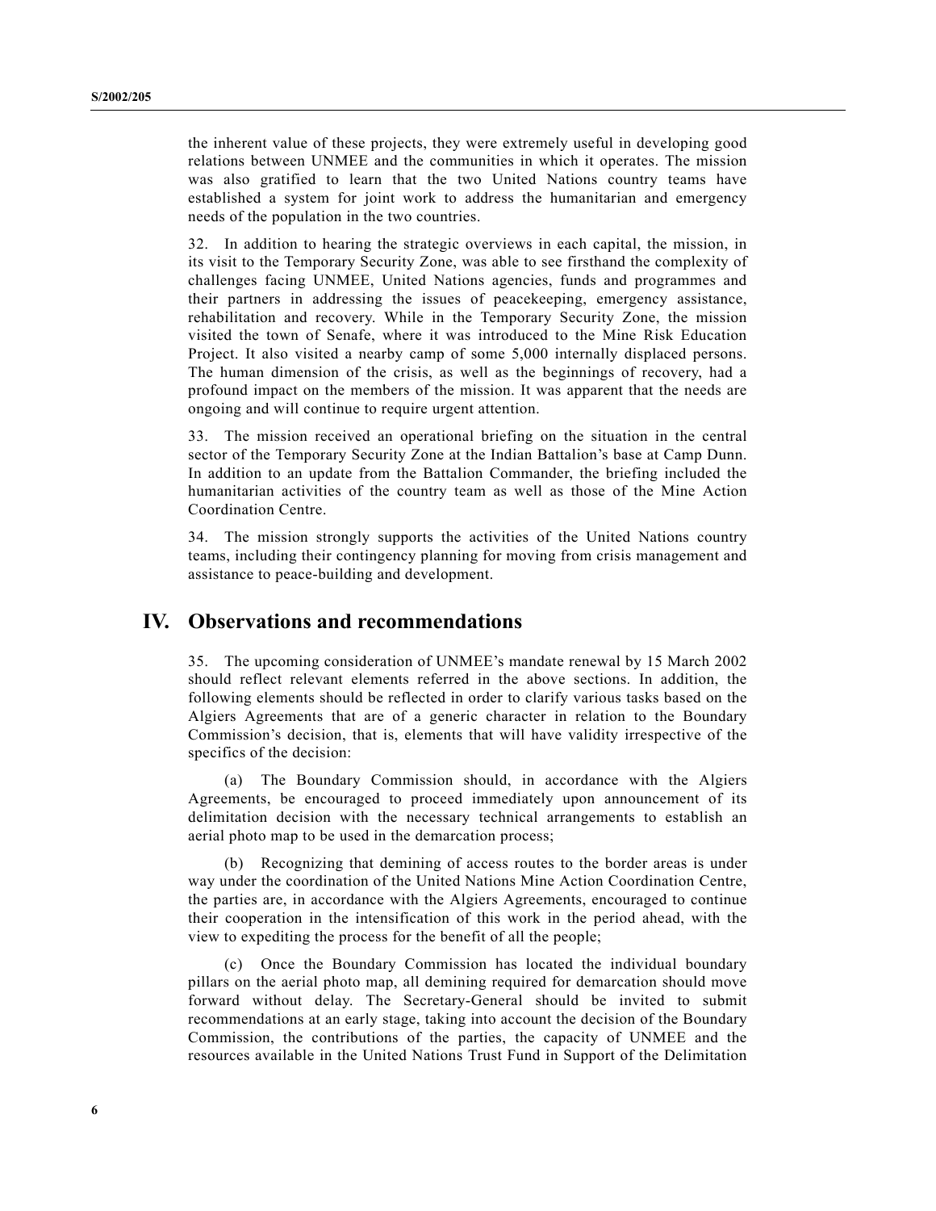the inherent value of these projects, they were extremely useful in developing good relations between UNMEE and the communities in which it operates. The mission was also gratified to learn that the two United Nations country teams have established a system for joint work to address the humanitarian and emergency needs of the population in the two countries.

32. In addition to hearing the strategic overviews in each capital, the mission, in its visit to the Temporary Security Zone, was able to see firsthand the complexity of challenges facing UNMEE, United Nations agencies, funds and programmes and their partners in addressing the issues of peacekeeping, emergency assistance, rehabilitation and recovery. While in the Temporary Security Zone, the mission visited the town of Senafe, where it was introduced to the Mine Risk Education Project. It also visited a nearby camp of some 5,000 internally displaced persons. The human dimension of the crisis, as well as the beginnings of recovery, had a profound impact on the members of the mission. It was apparent that the needs are ongoing and will continue to require urgent attention.

33. The mission received an operational briefing on the situation in the central sector of the Temporary Security Zone at the Indian Battalion's base at Camp Dunn. In addition to an update from the Battalion Commander, the briefing included the humanitarian activities of the country team as well as those of the Mine Action Coordination Centre.

34. The mission strongly supports the activities of the United Nations country teams, including their contingency planning for moving from crisis management and assistance to peace-building and development.

## IV. Observations and recommendations

35. The upcoming consideration of UNMEE's mandate renewal by 15 March 2002 should reflect relevant elements referred in the above sections. In addition, the following elements should be reflected in order to clarify various tasks based on the Algiers Agreements that are of a generic character in relation to the Boundary Commission's decision, that is, elements that will have validity irrespective of the specifics of the decision:

(a) The Boundary Commission should, in accordance with the Algiers Agreements, be encouraged to proceed immediately upon announcement of its delimitation decision with the necessary technical arrangements to establish an aerial photo map to be used in the demarcation process;

(b) Recognizing that demining of access routes to the border areas is under way under the coordination of the United Nations Mine Action Coordination Centre, the parties are, in accordance with the Algiers Agreements, encouraged to continue their cooperation in the intensification of this work in the period ahead, with the view to expediting the process for the benefit of all the people;

(c) Once the Boundary Commission has located the individual boundary pillars on the aerial photo map, all demining required for demarcation should move forward without delay. The Secretary-General should be invited to submit recommendations at an early stage, taking into account the decision of the Boundary Commission, the contributions of the parties, the capacity of UNMEE and the resources available in the United Nations Trust Fund in Support of the Delimitation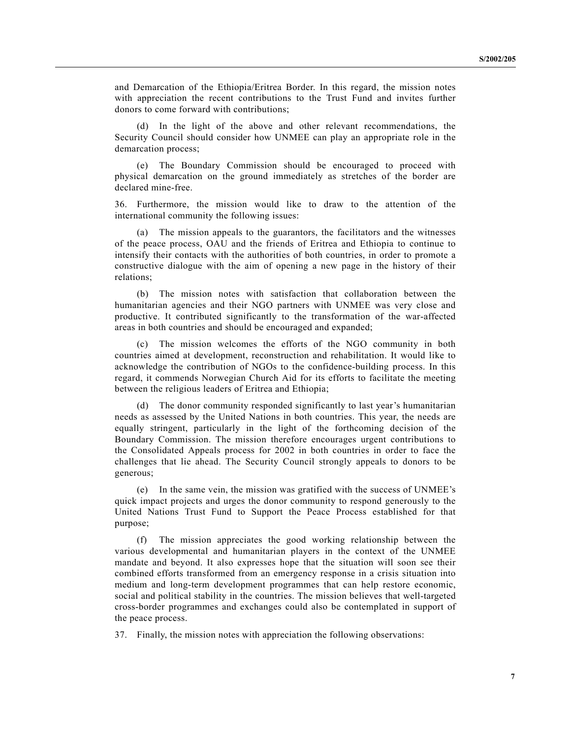and Demarcation of the Ethiopia/Eritrea Border. In this regard, the mission notes with appreciation the recent contributions to the Trust Fund and invites further donors to come forward with contributions;

(d) In the light of the above and other relevant recommendations, the Security Council should consider how UNMEE can play an appropriate role in the demarcation process;

(e) The Boundary Commission should be encouraged to proceed with physical demarcation on the ground immediately as stretches of the border are declared mine-free.

36. Furthermore, the mission would like to draw to the attention of the international community the following issues:

(a) The mission appeals to the guarantors, the facilitators and the witnesses of the peace process, OAU and the friends of Eritrea and Ethiopia to continue to intensify their contacts with the authorities of both countries, in order to promote a constructive dialogue with the aim of opening a new page in the history of their relations;

(b) The mission notes with satisfaction that collaboration between the humanitarian agencies and their NGO partners with UNMEE was very close and productive. It contributed significantly to the transformation of the war-affected areas in both countries and should be encouraged and expanded;

(c) The mission welcomes the efforts of the NGO community in both countries aimed at development, reconstruction and rehabilitation. It would like to acknowledge the contribution of NGOs to the confidence-building process. In this regard, it commends Norwegian Church Aid for its efforts to facilitate the meeting between the religious leaders of Eritrea and Ethiopia;

(d) The donor community responded significantly to last year's humanitarian needs as assessed by the United Nations in both countries. This year, the needs are equally stringent, particularly in the light of the forthcoming decision of the Boundary Commission. The mission therefore encourages urgent contributions to the Consolidated Appeals process for 2002 in both countries in order to face the challenges that lie ahead. The Security Council strongly appeals to donors to be generous;

(e) In the same vein, the mission was gratified with the success of UNMEE's quick impact projects and urges the donor community to respond generously to the United Nations Trust Fund to Support the Peace Process established for that purpose;

(f) The mission appreciates the good working relationship between the various developmental and humanitarian players in the context of the UNMEE mandate and beyond. It also expresses hope that the situation will soon see their combined efforts transformed from an emergency response in a crisis situation into medium and long-term development programmes that can help restore economic, social and political stability in the countries. The mission believes that well-targeted cross-border programmes and exchanges could also be contemplated in support of the peace process.

37. Finally, the mission notes with appreciation the following observations: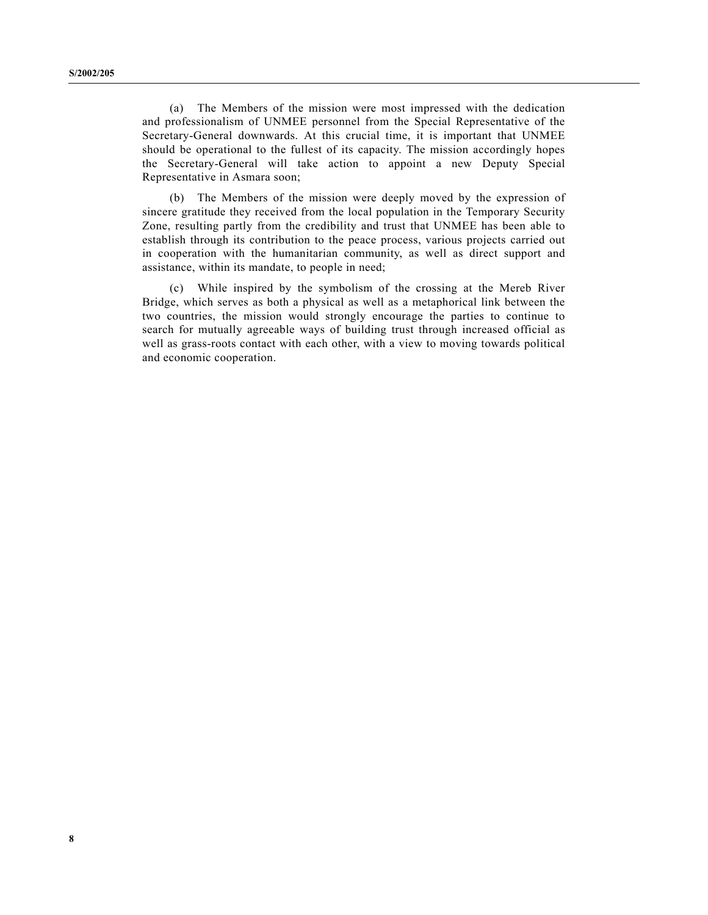(a) The Members of the mission were most impressed with the dedication and professionalism of UNMEE personnel from the Special Representative of the Secretary-General downwards. At this crucial time, it is important that UNMEE should be operational to the fullest of its capacity. The mission accordingly hopes the Secretary-General will take action to appoint a new Deputy Special Representative in Asmara soon;

(b) The Members of the mission were deeply moved by the expression of sincere gratitude they received from the local population in the Temporary Security Zone, resulting partly from the credibility and trust that UNMEE has been able to establish through its contribution to the peace process, various projects carried out in cooperation with the humanitarian community, as well as direct support and assistance, within its mandate, to people in need;

(c) While inspired by the symbolism of the crossing at the Mereb River Bridge, which serves as both a physical as well as a metaphorical link between the two countries, the mission would strongly encourage the parties to continue to search for mutually agreeable ways of building trust through increased official as well as grass-roots contact with each other, with a view to moving towards political and economic cooperation.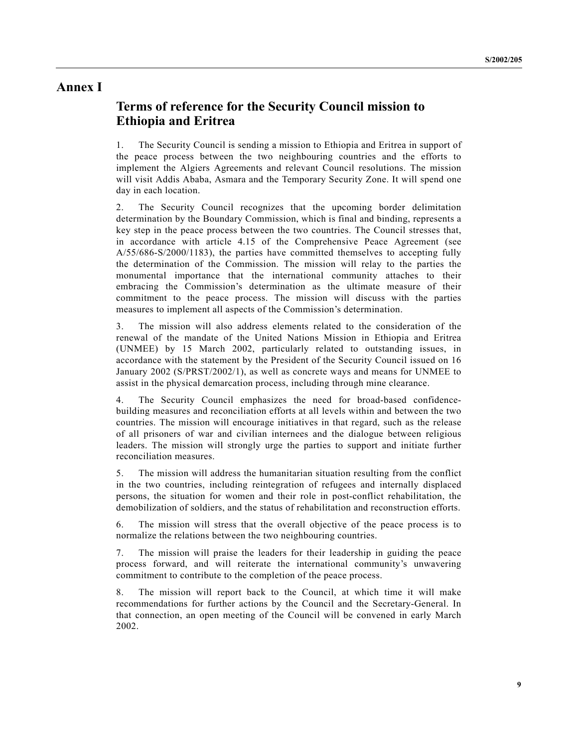# Annex I

## Terms of reference for the Security Council mission to Ethiopia and Eritrea

1. The Security Council is sending a mission to Ethiopia and Eritrea in support of the peace process between the two neighbouring countries and the efforts to implement the Algiers Agreements and relevant Council resolutions. The mission will visit Addis Ababa, Asmara and the Temporary Security Zone. It will spend one day in each location.

2. The Security Council recognizes that the upcoming border delimitation determination by the Boundary Commission, which is final and binding, represents a key step in the peace process between the two countries. The Council stresses that, in accordance with article 4.15 of the Comprehensive Peace Agreement (see A/55/686-S/2000/1183), the parties have committed themselves to accepting fully the determination of the Commission. The mission will relay to the parties the monumental importance that the international community attaches to their embracing the Commission's determination as the ultimate measure of their commitment to the peace process. The mission will discuss with the parties measures to implement all aspects of the Commission's determination.

3. The mission will also address elements related to the consideration of the renewal of the mandate of the United Nations Mission in Ethiopia and Eritrea (UNMEE) by 15 March 2002, particularly related to outstanding issues, in accordance with the statement by the President of the Security Council issued on 16 January 2002 (S/PRST/2002/1), as well as concrete ways and means for UNMEE to assist in the physical demarcation process, including through mine clearance.

4. The Security Council emphasizes the need for broad-based confidence-building measures and reconciliation efforts at all levels within and between the two countries. The mission will encourage initiatives in that regard, such as the release of all prisoners of war and civilian internees and the dialogue between religious leaders. The mission will strongly urge the parties to support and initiate further reconciliation measures.

5. The mission will address the humanitarian situation resulting from the conflict in the two countries, including reintegration of refugees and internally displaced persons, the situation for women and their role in post-conflict rehabilitation, the demobilization of soldiers, and the status of rehabilitation and reconstruction efforts.

6. The mission will stress that the overall objective of the peace process is to normalize the relations between the two neighbouring countries.

7. The mission will praise the leaders for their leadership in guiding the peace process forward, and will reiterate the international community's unwavering commitment to contribute to the completion of the peace process.

8. The mission will report back to the Council, at which time it will make recommendations for further actions by the Council and the Secretary-General. In that connection, an open meeting of the Council will be convened in early March 2002.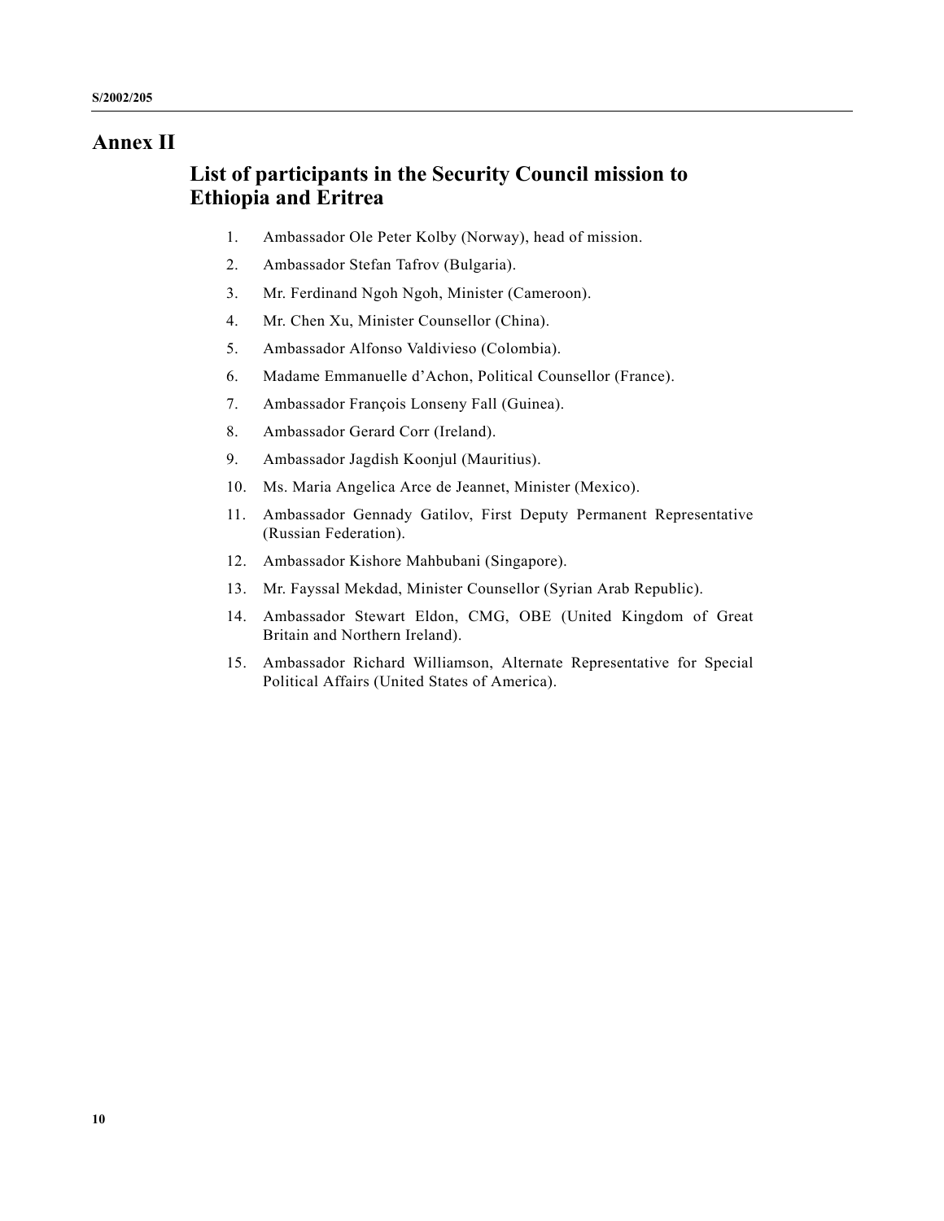# Annex II

## List of participants in the Security Council mission to Ethiopia and Eritrea

1. Ambassador Ole Peter Kolby (Norway), head of mission.
2. Ambassador Stefan Tafrov (Bulgaria).
3. Mr. Ferdinand Ngoh Ngoh, Minister (Cameroon).
4. Mr. Chen Xu, Minister Counsellor (China).
5. Ambassador Alfonso Valdivieso (Colombia).
6. Madame Emmanuelle d'Achon, Political Counsellor (France).
7. Ambassador François Lonseny Fall (Guinea).
8. Ambassador Gerard Corr (Ireland).
9. Ambassador Jagdish Koonjul (Mauritius).
10. Ms. Maria Angelica Arce de Jeannet, Minister (Mexico).
11. Ambassador Gennady Gatilov, First Deputy Permanent Representative (Russian Federation).
12. Ambassador Kishore Mahbubani (Singapore).
13. Mr. Fayssal Mekdad, Minister Counsellor (Syrian Arab Republic).
14. Ambassador Stewart Eldon, CMG, OBE (United Kingdom of Great Britain and Northern Ireland).
15. Ambassador Richard Williamson, Alternate Representative for Special Political Affairs (United States of America).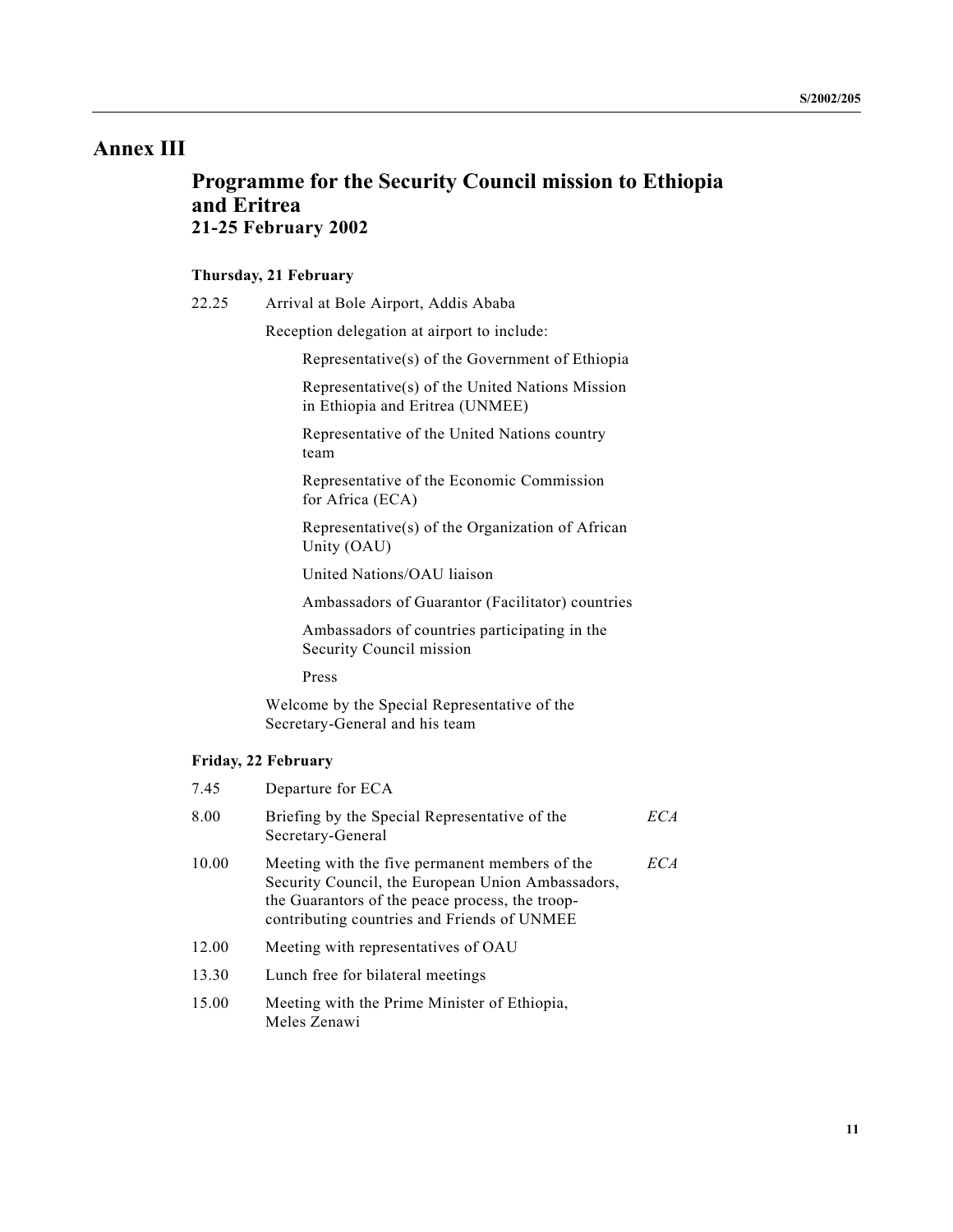# Annex III

## Programme for the Security Council mission to Ethiopia and Eritrea 21-25 February 2002

### Thursday, 21 February

22.25 Arrival at Bole Airport, Addis Ababa

Reception delegation at airport to include:

- Representative(s) of the Government of Ethiopia
- Representative(s) of the United Nations Mission in Ethiopia and Eritrea (UNMEE)
- Representative of the United Nations country team
- Representative of the Economic Commission for Africa (ECA)
- Representative(s) of the Organization of African Unity (OAU)
- United Nations/OAU liaison
- Ambassadors of Guarantor (Facilitator) countries
- Ambassadors of countries participating in the Security Council mission
- Press

Welcome by the Special Representative of the Secretary-General and his team

### Friday, 22 February

| | | |
|---|---|---|
| 7.45 | Departure for ECA | |
| 8.00 | Briefing by the Special Representative of the Secretary-General | *ECA* |
| 10.00 | Meeting with the five permanent members of the Security Council, the European Union Ambassadors, the Guarantors of the peace process, the troop-contributing countries and Friends of UNMEE | *ECA* |
| 12.00 | Meeting with representatives of OAU | |
| 13.30 | Lunch free for bilateral meetings | |
| 15.00 | Meeting with the Prime Minister of Ethiopia, Meles Zenawi | |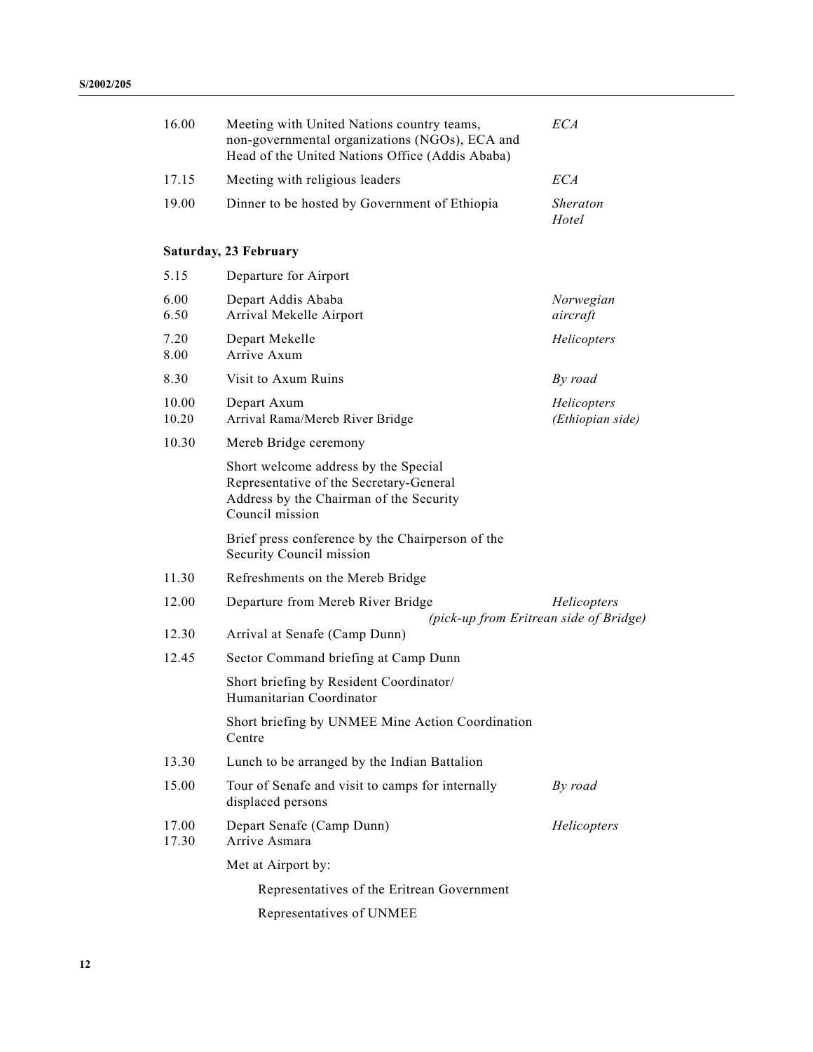| | | |
|---|---|---|
| 16.00 | Meeting with United Nations country teams, non-governmental organizations (NGOs), ECA and Head of the United Nations Office (Addis Ababa) | *ECA* |
| 17.15 | Meeting with religious leaders | *ECA* |
| 19.00 | Dinner to be hosted by Government of Ethiopia | *Sheraton Hotel* |

**Saturday, 23 February**

| | | |
|---|---|---|
| 5.15 | Departure for Airport | |
| 6.00<br>6.50 | Depart Addis Ababa<br>Arrival Mekelle Airport | *Norwegian aircraft* |
| 7.20<br>8.00 | Depart Mekelle<br>Arrive Axum | *Helicopters* |
| 8.30 | Visit to Axum Ruins | *By road* |
| 10.00<br>10.20 | Depart Axum<br>Arrival Rama/Mereb River Bridge | *Helicopters (Ethiopian side)* |
| 10.30 | Mereb Bridge ceremony<br><br>Short welcome address by the Special Representative of the Secretary-General<br>Address by the Chairman of the Security Council mission<br><br>Brief press conference by the Chairperson of the Security Council mission | |
| 11.30 | Refreshments on the Mereb Bridge | |
| 12.00 | Departure from Mereb River Bridge | *Helicopters (pick-up from Eritrean side of Bridge)* |
| 12.30 | Arrival at Senafe (Camp Dunn) | |
| 12.45 | Sector Command briefing at Camp Dunn<br><br>Short briefing by Resident Coordinator/Humanitarian Coordinator<br><br>Short briefing by UNMEE Mine Action Coordination Centre | |
| 13.30 | Lunch to be arranged by the Indian Battalion | |
| 15.00 | Tour of Senafe and visit to camps for internally displaced persons | *By road* |
| 17.00<br>17.30 | Depart Senafe (Camp Dunn)<br>Arrive Asmara | *Helicopters* |
| | Met at Airport by:<br><br>Representatives of the Eritrean Government<br><br>Representatives of UNMEE | |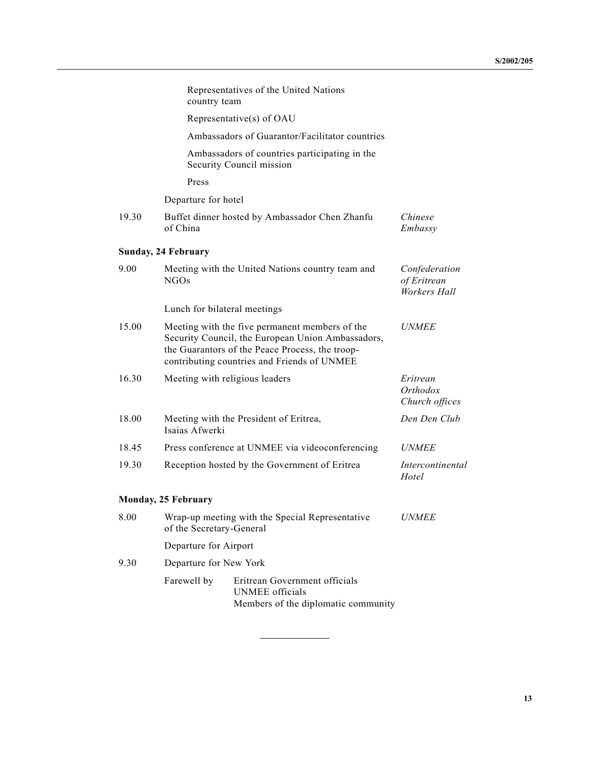| | | |
|---|---|---|
| | Representatives of the United Nations country team | |
| | Representative(s) of OAU | |
| | Ambassadors of Guarantor/Facilitator countries | |
| | Ambassadors of countries participating in the Security Council mission | |
| | Press | |
| | Departure for hotel | |
| 19.30 | Buffet dinner hosted by Ambassador Chen Zhanfu of China | *Chinese Embassy* |

**Sunday, 24 February**

| | | |
|---|---|---|
| 9.00 | Meeting with the United Nations country team and NGOs | *Confederation of Eritrean Workers Hall* |
| | Lunch for bilateral meetings | |
| 15.00 | Meeting with the five permanent members of the Security Council, the European Union Ambassadors, the Guarantors of the Peace Process, the troop-contributing countries and Friends of UNMEE | *UNMEE* |
| 16.30 | Meeting with religious leaders | *Eritrean Orthodox Church offices* |
| 18.00 | Meeting with the President of Eritrea, Isaias Afwerki | *Den Den Club* |
| 18.45 | Press conference at UNMEE via videoconferencing | *UNMEE* |
| 19.30 | Reception hosted by the Government of Eritrea | *Intercontinental Hotel* |

**Monday, 25 February**

| | | |
|---|---|---|
| 8.00 | Wrap-up meeting with the Special Representative of the Secretary-General | *UNMEE* |
| | Departure for Airport | |
| 9.30 | Departure for New York | |
| | Farewell by Eritrean Government officials<br>UNMEE officials<br>Members of the diplomatic community | |